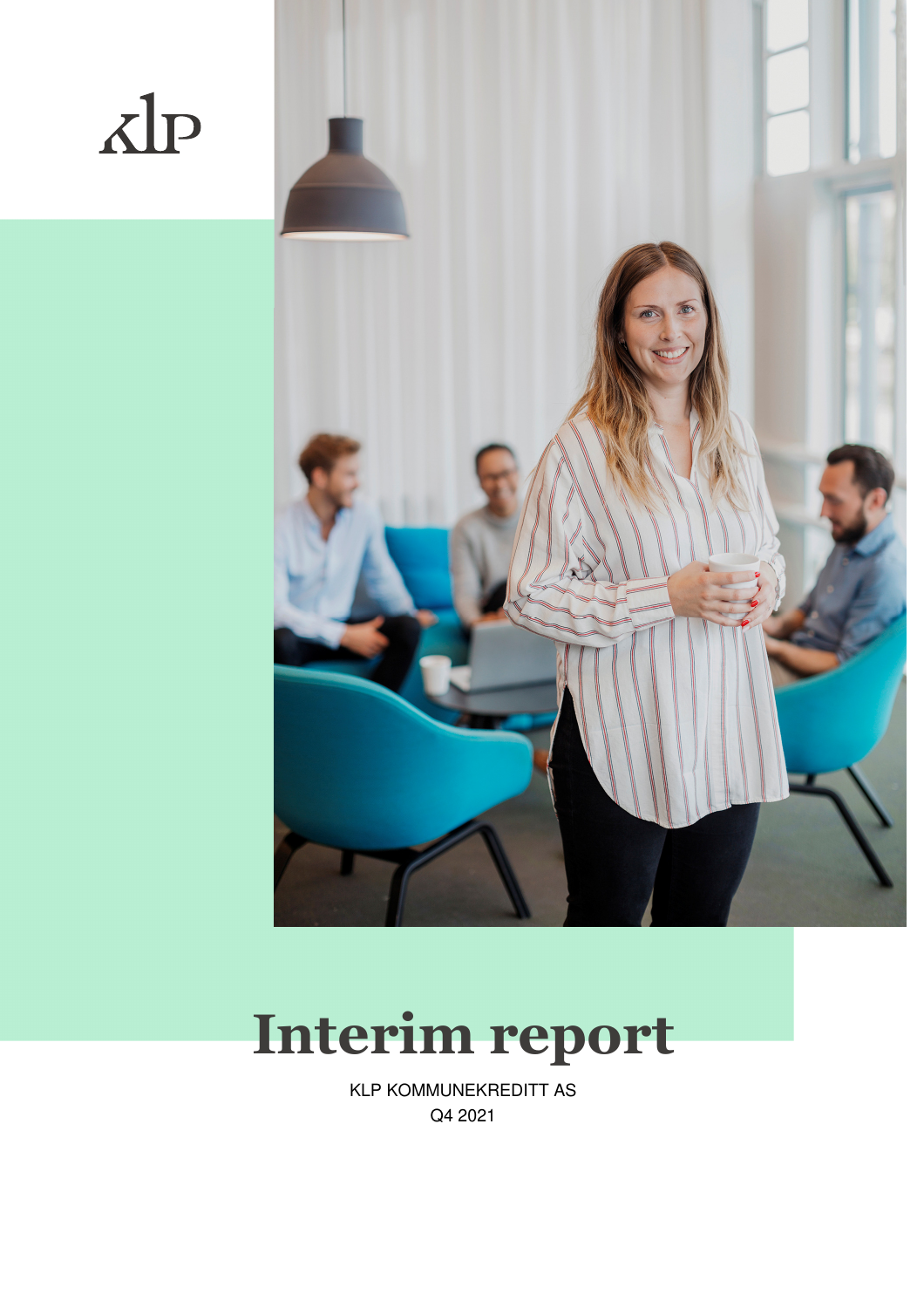KLP

# Interim report

KLP KOMMUNEKREDITT AS

Q4 2021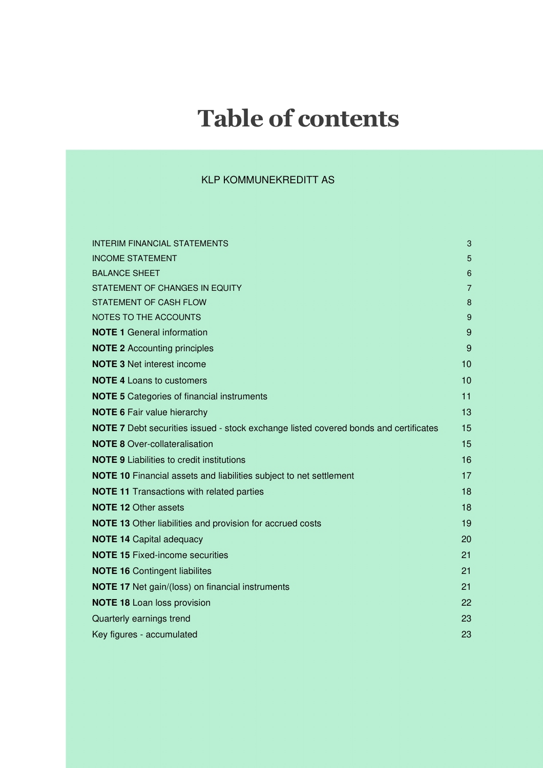# Table of contents

KLP KOMMUNEKREDITT AS

| | |
|---|---|
| INTERIM FINANCIAL STATEMENTS | 3 |
| INCOME STATEMENT | 5 |
| BALANCE SHEET | 6 |
| STATEMENT OF CHANGES IN EQUITY | 7 |
| STATEMENT OF CASH FLOW | 8 |
| NOTES TO THE ACCOUNTS | 9 |
| **NOTE 1** General information | 9 |
| **NOTE 2** Accounting principles | 9 |
| **NOTE 3** Net interest income | 10 |
| **NOTE 4** Loans to customers | 10 |
| **NOTE 5** Categories of financial instruments | 11 |
| **NOTE 6** Fair value hierarchy | 13 |
| **NOTE 7** Debt securities issued - stock exchange listed covered bonds and certificates | 15 |
| **NOTE 8** Over-collateralisation | 15 |
| **NOTE 9** Liabilities to credit institutions | 16 |
| **NOTE 10** Financial assets and liabilities subject to net settlement | 17 |
| **NOTE 11** Transactions with related parties | 18 |
| **NOTE 12** Other assets | 18 |
| **NOTE 13** Other liabilities and provision for accrued costs | 19 |
| **NOTE 14** Capital adequacy | 20 |
| **NOTE 15** Fixed-income securities | 21 |
| **NOTE 16** Contingent liabilites | 21 |
| **NOTE 17** Net gain/(loss) on financial instruments | 21 |
| **NOTE 18** Loan loss provision | 22 |
| Quarterly earnings trend | 23 |
| Key figures - accumulated | 23 |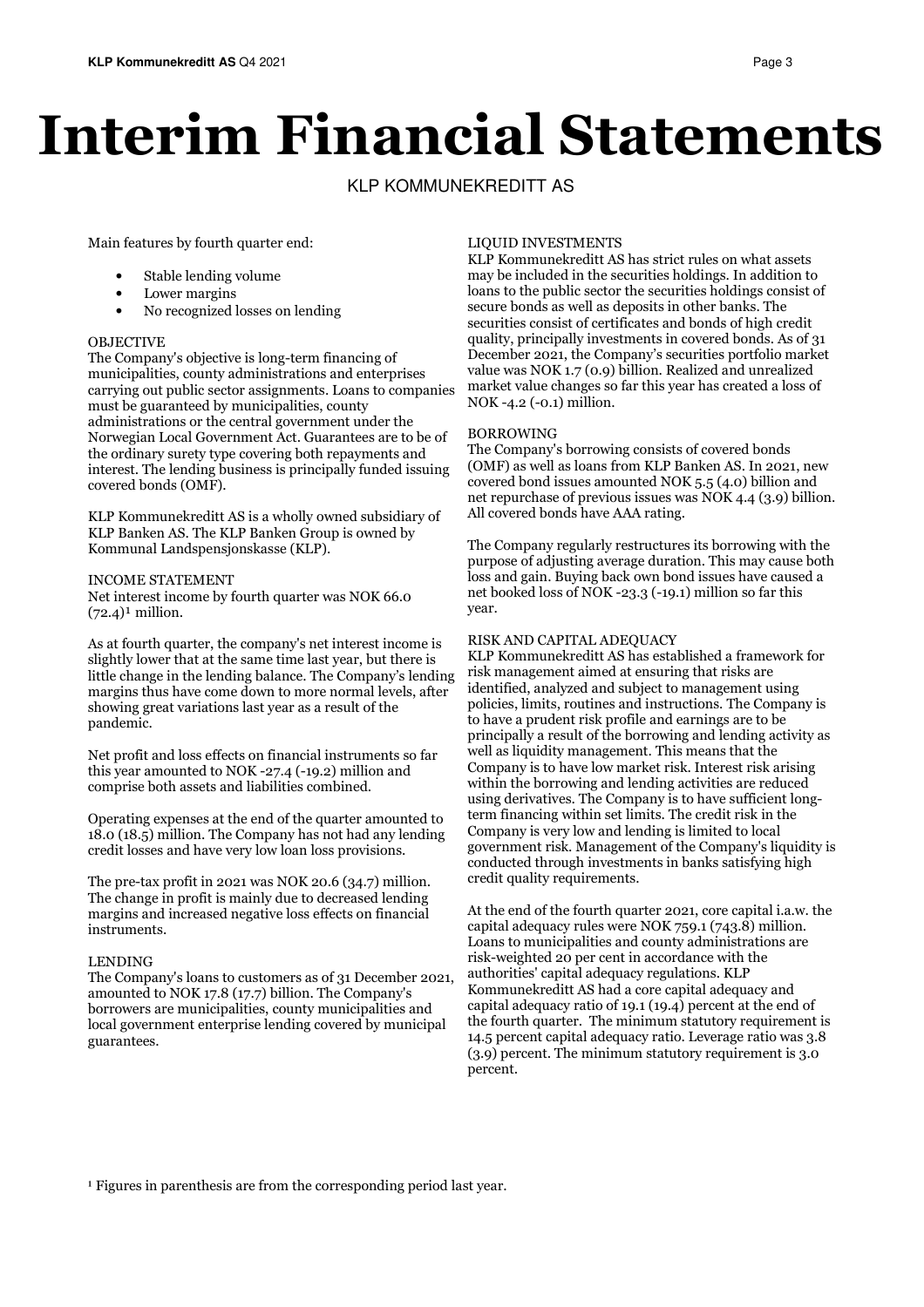# Interim Financial Statements

KLP KOMMUNEKREDITT AS

Main features by fourth quarter end:

- Stable lending volume
- Lower margins
- No recognized losses on lending

OBJECTIVE

The Company's objective is long-term financing of municipalities, county administrations and enterprises carrying out public sector assignments. Loans to companies must be guaranteed by municipalities, county administrations or the central government under the Norwegian Local Government Act. Guarantees are to be of the ordinary surety type covering both repayments and interest. The lending business is principally funded issuing covered bonds (OMF).

KLP Kommunekreditt AS is a wholly owned subsidiary of KLP Banken AS. The KLP Banken Group is owned by Kommunal Landspensjonskasse (KLP).

INCOME STATEMENT

Net interest income by fourth quarter was NOK 66.0 (72.4)[1] million.

As at fourth quarter, the company's net interest income is slightly lower that at the same time last year, but there is little change in the lending balance. The Company's lending margins thus have come down to more normal levels, after showing great variations last year as a result of the pandemic.

Net profit and loss effects on financial instruments so far this year amounted to NOK -27.4 (-19.2) million and comprise both assets and liabilities combined.

Operating expenses at the end of the quarter amounted to 18.0 (18.5) million. The Company has not had any lending credit losses and have very low loan loss provisions.

The pre-tax profit in 2021 was NOK 20.6 (34.7) million. The change in profit is mainly due to decreased lending margins and increased negative loss effects on financial instruments.

LENDING

The Company's loans to customers as of 31 December 2021, amounted to NOK 17.8 (17.7) billion. The Company's borrowers are municipalities, county municipalities and local government enterprise lending covered by municipal guarantees.

LIQUID INVESTMENTS

KLP Kommunekreditt AS has strict rules on what assets may be included in the securities holdings. In addition to loans to the public sector the securities holdings consist of secure bonds as well as deposits in other banks. The securities consist of certificates and bonds of high credit quality, principally investments in covered bonds. As of 31 December 2021, the Company's securities portfolio market value was NOK 1.7 (0.9) billion. Realized and unrealized market value changes so far this year has created a loss of NOK -4.2 (-0.1) million.

BORROWING

The Company's borrowing consists of covered bonds (OMF) as well as loans from KLP Banken AS. In 2021, new covered bond issues amounted NOK 5.5 (4.0) billion and net repurchase of previous issues was NOK 4.4 (3.9) billion. All covered bonds have AAA rating.

The Company regularly restructures its borrowing with the purpose of adjusting average duration. This may cause both loss and gain. Buying back own bond issues have caused a net booked loss of NOK -23.3 (-19.1) million so far this year.

RISK AND CAPITAL ADEQUACY

KLP Kommunekreditt AS has established a framework for risk management aimed at ensuring that risks are identified, analyzed and subject to management using policies, limits, routines and instructions. The Company is to have a prudent risk profile and earnings are to be principally a result of the borrowing and lending activity as well as liquidity management. This means that the Company is to have low market risk. Interest risk arising within the borrowing and lending activities are reduced using derivatives. The Company is to have sufficient long-term financing within set limits. The credit risk in the Company is very low and lending is limited to local government risk. Management of the Company's liquidity is conducted through investments in banks satisfying high credit quality requirements.

At the end of the fourth quarter 2021, core capital i.a.w. the capital adequacy rules were NOK 759.1 (743.8) million. Loans to municipalities and county administrations are risk-weighted 20 per cent in accordance with the authorities' capital adequacy regulations. KLP Kommunekreditt AS had a core capital adequacy and capital adequacy ratio of 19.1 (19.4) percent at the end of the fourth quarter. The minimum statutory requirement is 14.5 percent capital adequacy ratio. Leverage ratio was 3.8 (3.9) percent. The minimum statutory requirement is 3.0 percent.

[1] Figures in parenthesis are from the corresponding period last year.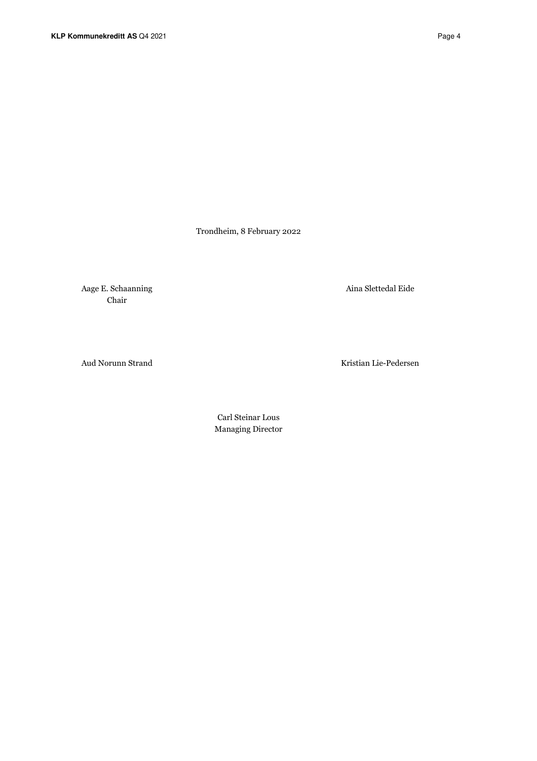Trondheim, 8 February 2022

Aage E. Schaanning
Chair

Aina Slettedal Eide

Aud Norunn Strand

Kristian Lie-Pedersen

Carl Steinar Lous
Managing Director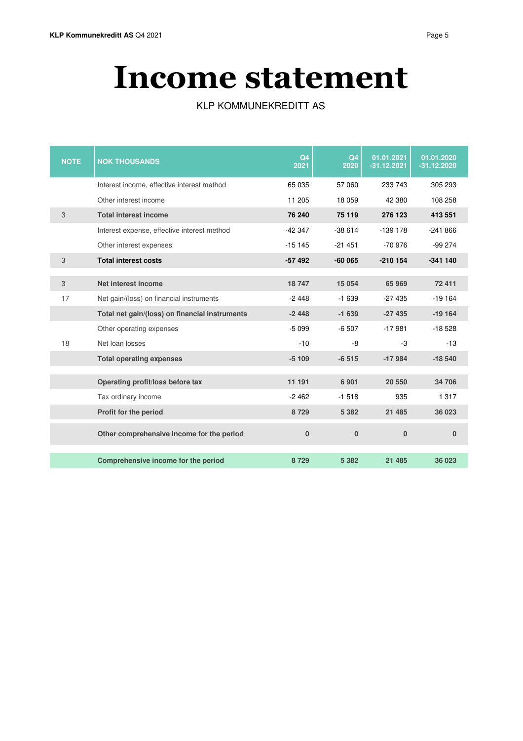# Income statement

KLP KOMMUNEKREDITT AS

| NOTE | NOK THOUSANDS | Q4 2021 | Q4 2020 | 01.01.2021 -31.12.2021 | 01.01.2020 -31.12.2020 |
|---|---|---|---|---|---|
| | Interest income, effective interest method | 65 035 | 57 060 | 233 743 | 305 293 |
| | Other interest income | 11 205 | 18 059 | 42 380 | 108 258 |
| 3 | **Total interest income** | **76 240** | **75 119** | **276 123** | **413 551** |
| | Interest expense, effective interest method | -42 347 | -38 614 | -139 178 | -241 866 |
| | Other interest expenses | -15 145 | -21 451 | -70 976 | -99 274 |
| 3 | **Total interest costs** | **-57 492** | **-60 065** | **-210 154** | **-341 140** |
| 3 | **Net interest income** | **18 747** | **15 054** | **65 969** | **72 411** |
| 17 | Net gain/(loss) on financial instruments | -2 448 | -1 639 | -27 435 | -19 164 |
| | **Total net gain/(loss) on financial instruments** | **-2 448** | **-1 639** | **-27 435** | **-19 164** |
| | Other operating expenses | -5 099 | -6 507 | -17 981 | -18 528 |
| 18 | Net loan losses | -10 | -8 | -3 | -13 |
| | **Total operating expenses** | **-5 109** | **-6 515** | **-17 984** | **-18 540** |
| | **Operating profit/loss before tax** | **11 191** | **6 901** | **20 550** | **34 706** |
| | Tax ordinary income | -2 462 | -1 518 | 935 | 1 317 |
| | **Profit for the period** | **8 729** | **5 382** | **21 485** | **36 023** |
| | **Other comprehensive income for the period** | **0** | **0** | **0** | **0** |
| | **Comprehensive income for the period** | **8 729** | **5 382** | **21 485** | **36 023** |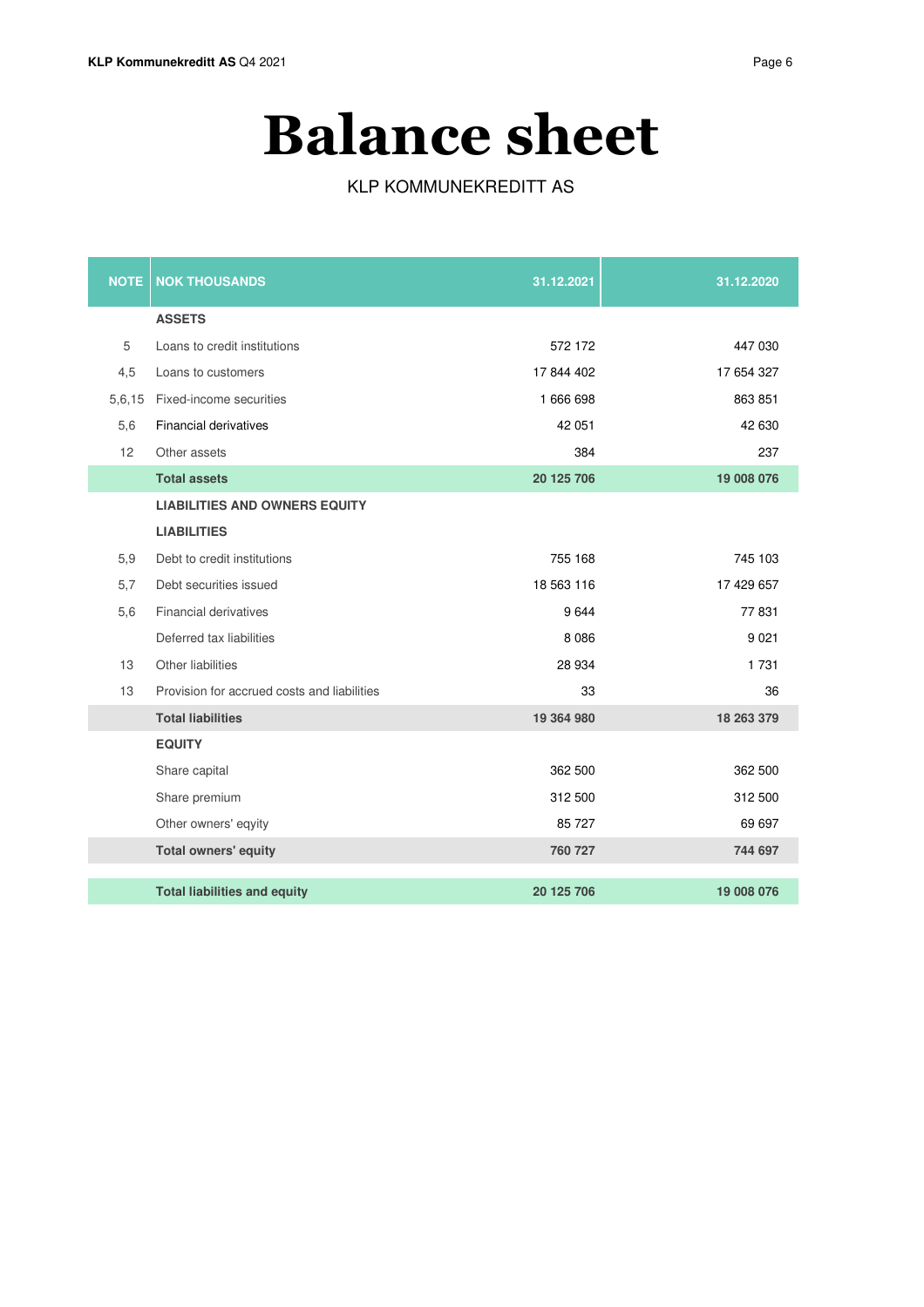# Balance sheet

KLP KOMMUNEKREDITT AS

| NOTE | NOK THOUSANDS | 31.12.2021 | 31.12.2020 |
|---|---|---|---|
| | **ASSETS** | | |
| 5 | Loans to credit institutions | 572 172 | 447 030 |
| 4,5 | Loans to customers | 17 844 402 | 17 654 327 |
| 5,6,15 | Fixed-income securities | 1 666 698 | 863 851 |
| 5,6 | Financial derivatives | 42 051 | 42 630 |
| 12 | Other assets | 384 | 237 |
| | **Total assets** | **20 125 706** | **19 008 076** |
| | **LIABILITIES AND OWNERS EQUITY** | | |
| | **LIABILITIES** | | |
| 5,9 | Debt to credit institutions | 755 168 | 745 103 |
| 5,7 | Debt securities issued | 18 563 116 | 17 429 657 |
| 5,6 | Financial derivatives | 9 644 | 77 831 |
| | Deferred tax liabilities | 8 086 | 9 021 |
| 13 | Other liabilities | 28 934 | 1 731 |
| 13 | Provision for accrued costs and liabilities | 33 | 36 |
| | **Total liabilities** | **19 364 980** | **18 263 379** |
| | **EQUITY** | | |
| | Share capital | 362 500 | 362 500 |
| | Share premium | 312 500 | 312 500 |
| | Other owners' eqyity | 85 727 | 69 697 |
| | **Total owners' equity** | **760 727** | **744 697** |
| | **Total liabilities and equity** | **20 125 706** | **19 008 076** |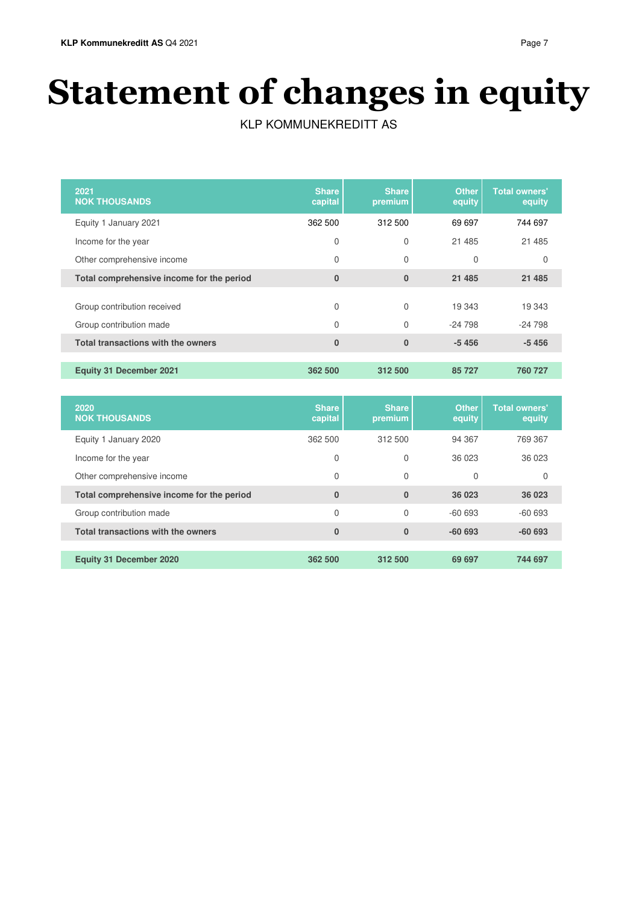# Statement of changes in equity

KLP KOMMUNEKREDITT AS

| 2021<br>NOK THOUSANDS | Share capital | Share premium | Other equity | Total owners' equity |
|---|---|---|---|---|
| Equity 1 January 2021 | 362 500 | 312 500 | 69 697 | 744 697 |
| Income for the year | 0 | 0 | 21 485 | 21 485 |
| Other comprehensive income | 0 | 0 | 0 | 0 |
| **Total comprehensive income for the period** | **0** | **0** | **21 485** | **21 485** |
| Group contribution received | 0 | 0 | 19 343 | 19 343 |
| Group contribution made | 0 | 0 | -24 798 | -24 798 |
| **Total transactions with the owners** | **0** | **0** | **-5 456** | **-5 456** |
| **Equity 31 December 2021** | **362 500** | **312 500** | **85 727** | **760 727** |

| 2020<br>NOK THOUSANDS | Share capital | Share premium | Other equity | Total owners' equity |
|---|---|---|---|---|
| Equity 1 January 2020 | 362 500 | 312 500 | 94 367 | 769 367 |
| Income for the year | 0 | 0 | 36 023 | 36 023 |
| Other comprehensive income | 0 | 0 | 0 | 0 |
| **Total comprehensive income for the period** | **0** | **0** | **36 023** | **36 023** |
| Group contribution made | 0 | 0 | -60 693 | -60 693 |
| **Total transactions with the owners** | **0** | **0** | **-60 693** | **-60 693** |
| **Equity 31 December 2020** | **362 500** | **312 500** | **69 697** | **744 697** |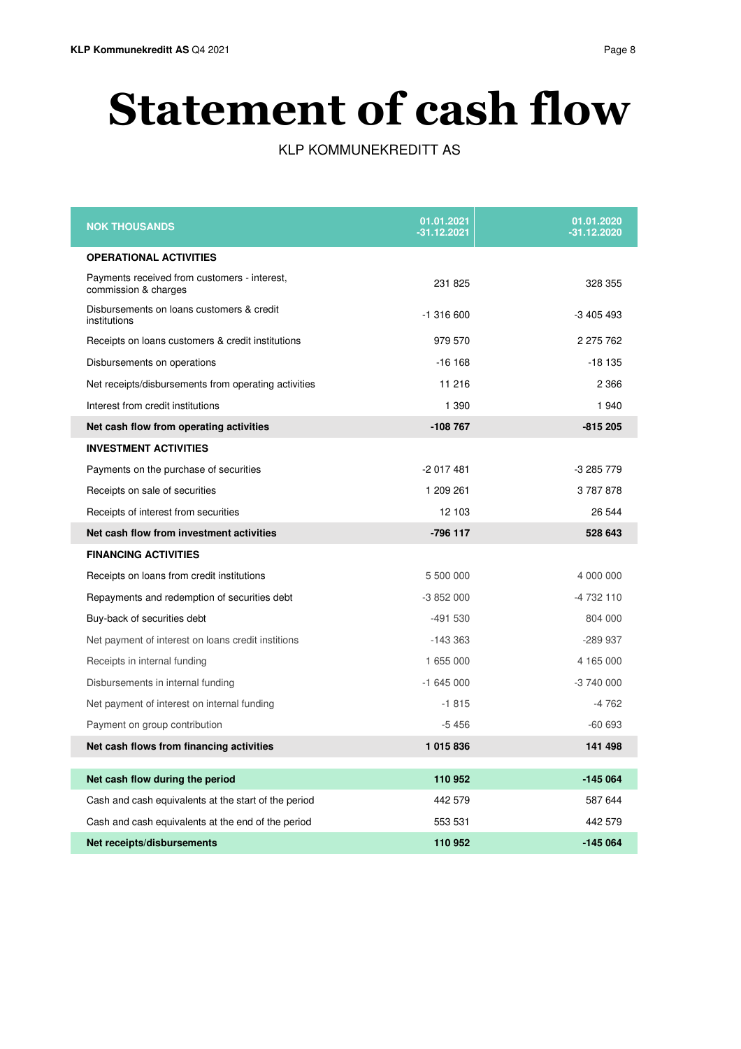# Statement of cash flow

KLP KOMMUNEKREDITT AS

| NOK THOUSANDS | 01.01.2021 -31.12.2021 | 01.01.2020 -31.12.2020 |
|---|---|---|
| **OPERATIONAL ACTIVITIES** | | |
| Payments received from customers - interest, commission & charges | 231 825 | 328 355 |
| Disbursements on loans customers & credit institutions | -1 316 600 | -3 405 493 |
| Receipts on loans customers & credit institutions | 979 570 | 2 275 762 |
| Disbursements on operations | -16 168 | -18 135 |
| Net receipts/disbursements from operating activities | 11 216 | 2 366 |
| Interest from credit institutions | 1 390 | 1 940 |
| **Net cash flow from operating activities** | **-108 767** | **-815 205** |
| **INVESTMENT ACTIVITIES** | | |
| Payments on the purchase of securities | -2 017 481 | -3 285 779 |
| Receipts on sale of securities | 1 209 261 | 3 787 878 |
| Receipts of interest from securities | 12 103 | 26 544 |
| **Net cash flow from investment activities** | **-796 117** | **528 643** |
| **FINANCING ACTIVITIES** | | |
| Receipts on loans from credit institutions | 5 500 000 | 4 000 000 |
| Repayments and redemption of securities debt | -3 852 000 | -4 732 110 |
| Buy-back of securities debt | -491 530 | 804 000 |
| Net payment of interest on loans credit institions | -143 363 | -289 937 |
| Receipts in internal funding | 1 655 000 | 4 165 000 |
| Disbursements in internal funding | -1 645 000 | -3 740 000 |
| Net payment of interest on internal funding | -1 815 | -4 762 |
| Payment on group contribution | -5 456 | -60 693 |
| **Net cash flows from financing activities** | **1 015 836** | **141 498** |
| **Net cash flow during the period** | **110 952** | **-145 064** |
| Cash and cash equivalents at the start of the period | 442 579 | 587 644 |
| Cash and cash equivalents at the end of the period | 553 531 | 442 579 |
| **Net receipts/disbursements** | **110 952** | **-145 064** |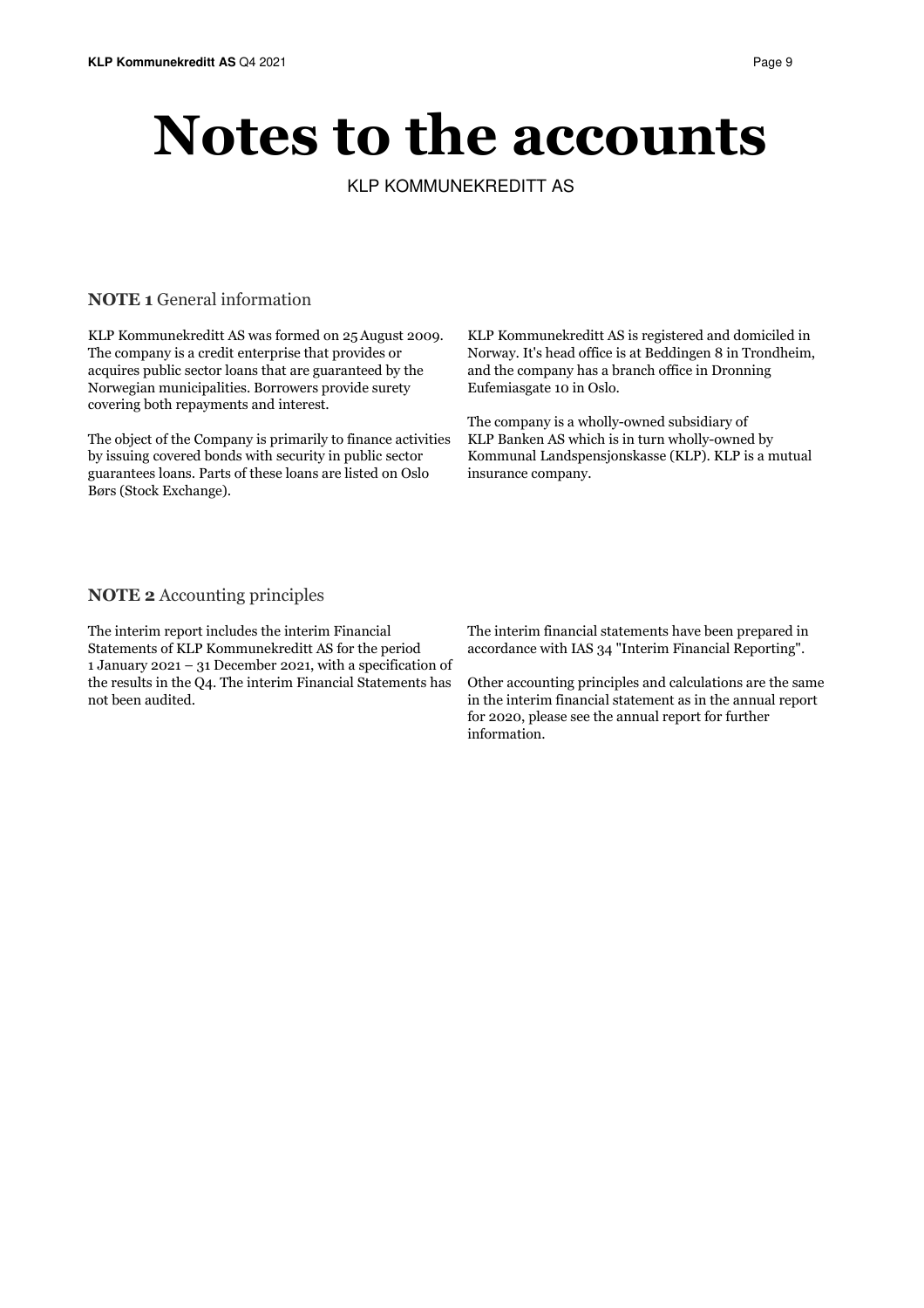# Notes to the accounts

KLP KOMMUNEKREDITT AS

## NOTE 1 General information

KLP Kommunekreditt AS was formed on 25 August 2009. The company is a credit enterprise that provides or acquires public sector loans that are guaranteed by the Norwegian municipalities. Borrowers provide surety covering both repayments and interest.

The object of the Company is primarily to finance activities by issuing covered bonds with security in public sector guarantees loans. Parts of these loans are listed on Oslo Børs (Stock Exchange).

KLP Kommunekreditt AS is registered and domiciled in Norway. It's head office is at Beddingen 8 in Trondheim, and the company has a branch office in Dronning Eufemiasgate 10 in Oslo.

The company is a wholly-owned subsidiary of KLP Banken AS which is in turn wholly-owned by Kommunal Landspensjonskasse (KLP). KLP is a mutual insurance company.

## NOTE 2 Accounting principles

The interim report includes the interim Financial Statements of KLP Kommunekreditt AS for the period 1 January 2021 – 31 December 2021, with a specification of the results in the Q4. The interim Financial Statements has not been audited.

The interim financial statements have been prepared in accordance with IAS 34 "Interim Financial Reporting".

Other accounting principles and calculations are the same in the interim financial statement as in the annual report for 2020, please see the annual report for further information.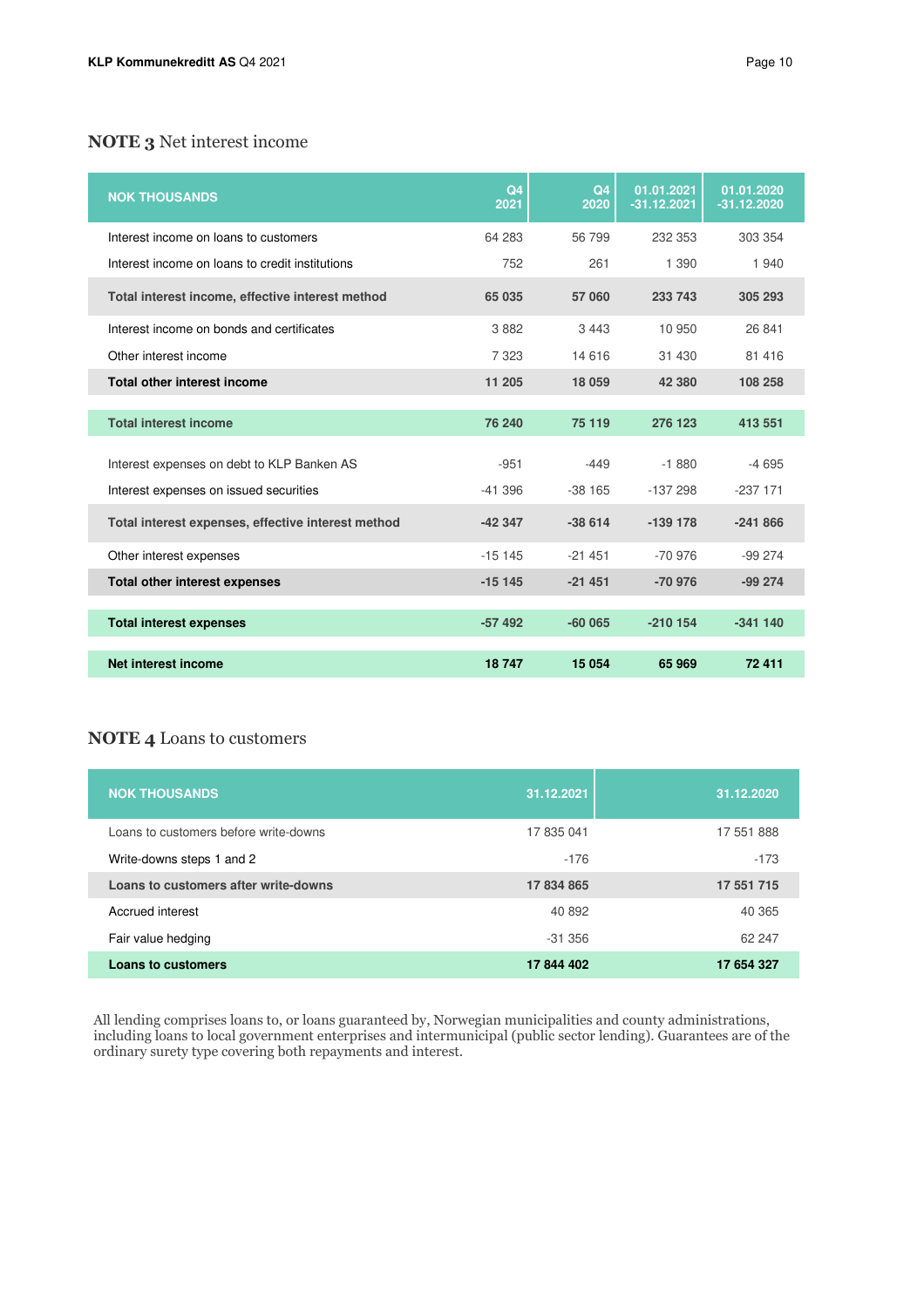## NOTE 3 Net interest income

| NOK THOUSANDS | Q4 2021 | Q4 2020 | 01.01.2021 -31.12.2021 | 01.01.2020 -31.12.2020 |
|---|---|---|---|---|
| Interest income on loans to customers | 64 283 | 56 799 | 232 353 | 303 354 |
| Interest income on loans to credit institutions | 752 | 261 | 1 390 | 1 940 |
| **Total interest income, effective interest method** | **65 035** | **57 060** | **233 743** | **305 293** |
| Interest income on bonds and certificates | 3 882 | 3 443 | 10 950 | 26 841 |
| Other interest income | 7 323 | 14 616 | 31 430 | 81 416 |
| **Total other interest income** | **11 205** | **18 059** | **42 380** | **108 258** |
| **Total interest income** | **76 240** | **75 119** | **276 123** | **413 551** |
| Interest expenses on debt to KLP Banken AS | -951 | -449 | -1 880 | -4 695 |
| Interest expenses on issued securities | -41 396 | -38 165 | -137 298 | -237 171 |
| **Total interest expenses, effective interest method** | **-42 347** | **-38 614** | **-139 178** | **-241 866** |
| Other interest expenses | -15 145 | -21 451 | -70 976 | -99 274 |
| **Total other interest expenses** | **-15 145** | **-21 451** | **-70 976** | **-99 274** |
| **Total interest expenses** | **-57 492** | **-60 065** | **-210 154** | **-341 140** |
| **Net interest income** | **18 747** | **15 054** | **65 969** | **72 411** |

## NOTE 4 Loans to customers

| NOK THOUSANDS | 31.12.2021 | 31.12.2020 |
|---|---|---|
| Loans to customers before write-downs | 17 835 041 | 17 551 888 |
| Write-downs steps 1 and 2 | -176 | -173 |
| **Loans to customers after write-downs** | **17 834 865** | **17 551 715** |
| Accrued interest | 40 892 | 40 365 |
| Fair value hedging | -31 356 | 62 247 |
| **Loans to customers** | **17 844 402** | **17 654 327** |

All lending comprises loans to, or loans guaranteed by, Norwegian municipalities and county administrations, including loans to local government enterprises and intermunicipal (public sector lending). Guarantees are of the ordinary surety type covering both repayments and interest.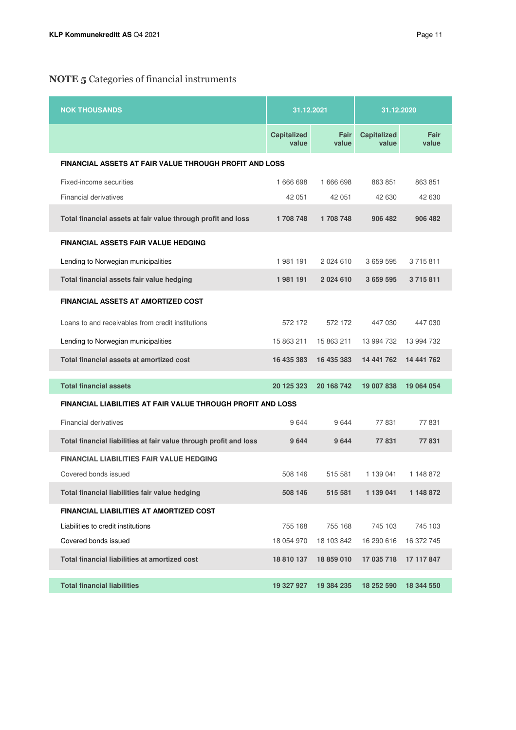## NOTE 5 Categories of financial instruments

| NOK THOUSANDS | 31.12.2021 | | 31.12.2020 | |
|---|---|---|---|---|
| | Capitalized value | Fair value | Capitalized value | Fair value |
| **FINANCIAL ASSETS AT FAIR VALUE THROUGH PROFIT AND LOSS** | | | | |
| Fixed-income securities | 1 666 698 | 1 666 698 | 863 851 | 863 851 |
| Financial derivatives | 42 051 | 42 051 | 42 630 | 42 630 |
| **Total financial assets at fair value through profit and loss** | **1 708 748** | **1 708 748** | **906 482** | **906 482** |
| **FINANCIAL ASSETS FAIR VALUE HEDGING** | | | | |
| Lending to Norwegian municipalities | 1 981 191 | 2 024 610 | 3 659 595 | 3 715 811 |
| **Total financial assets fair value hedging** | **1 981 191** | **2 024 610** | **3 659 595** | **3 715 811** |
| **FINANCIAL ASSETS AT AMORTIZED COST** | | | | |
| Loans to and receivables from credit institutions | 572 172 | 572 172 | 447 030 | 447 030 |
| Lending to Norwegian municipalities | 15 863 211 | 15 863 211 | 13 994 732 | 13 994 732 |
| **Total financial assets at amortized cost** | **16 435 383** | **16 435 383** | **14 441 762** | **14 441 762** |
| **Total financial assets** | **20 125 323** | **20 168 742** | **19 007 838** | **19 064 054** |
| **FINANCIAL LIABILITIES AT FAIR VALUE THROUGH PROFIT AND LOSS** | | | | |
| Financial derivatives | 9 644 | 9 644 | 77 831 | 77 831 |
| **Total financial liabilities at fair value through profit and loss** | **9 644** | **9 644** | **77 831** | **77 831** |
| **FINANCIAL LIABILITIES FAIR VALUE HEDGING** | | | | |
| Covered bonds issued | 508 146 | 515 581 | 1 139 041 | 1 148 872 |
| **Total financial liabilities fair value hedging** | **508 146** | **515 581** | **1 139 041** | **1 148 872** |
| **FINANCIAL LIABILITIES AT AMORTIZED COST** | | | | |
| Liabilities to credit institutions | 755 168 | 755 168 | 745 103 | 745 103 |
| Covered bonds issued | 18 054 970 | 18 103 842 | 16 290 616 | 16 372 745 |
| **Total financial liabilities at amortized cost** | **18 810 137** | **18 859 010** | **17 035 718** | **17 117 847** |
| **Total financial liabilities** | **19 327 927** | **19 384 235** | **18 252 590** | **18 344 550** |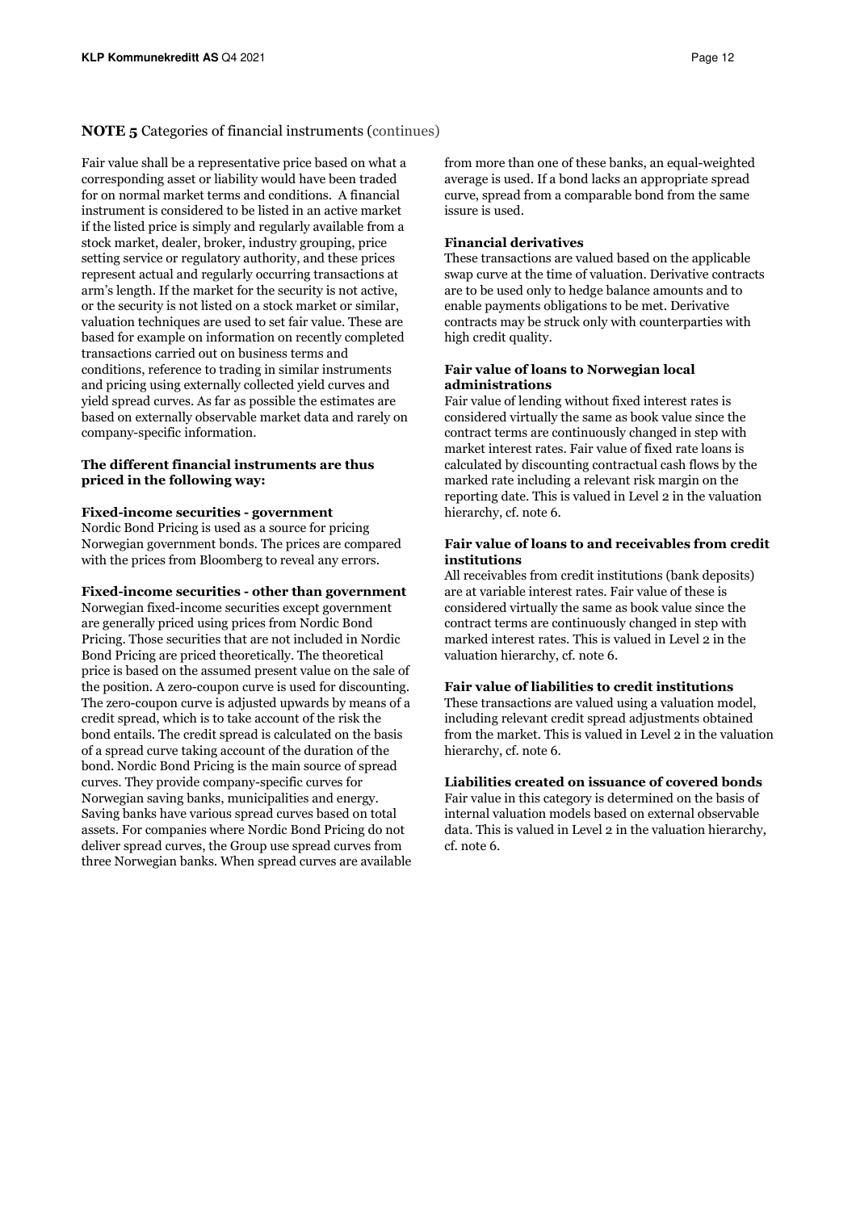## NOTE 5 Categories of financial instruments (continues)

Fair value shall be a representative price based on what a corresponding asset or liability would have been traded for on normal market terms and conditions. A financial instrument is considered to be listed in an active market if the listed price is simply and regularly available from a stock market, dealer, broker, industry grouping, price setting service or regulatory authority, and these prices represent actual and regularly occurring transactions at arm's length. If the market for the security is not active, or the security is not listed on a stock market or similar, valuation techniques are used to set fair value. These are based for example on information on recently completed transactions carried out on business terms and conditions, reference to trading in similar instruments and pricing using externally collected yield curves and yield spread curves. As far as possible the estimates are based on externally observable market data and rarely on company-specific information.

**The different financial instruments are thus priced in the following way:**

**Fixed-income securities - government**
Nordic Bond Pricing is used as a source for pricing Norwegian government bonds. The prices are compared with the prices from Bloomberg to reveal any errors.

**Fixed-income securities - other than government**
Norwegian fixed-income securities except government are generally priced using prices from Nordic Bond Pricing. Those securities that are not included in Nordic Bond Pricing are priced theoretically. The theoretical price is based on the assumed present value on the sale of the position. A zero-coupon curve is used for discounting. The zero-coupon curve is adjusted upwards by means of a credit spread, which is to take account of the risk the bond entails. The credit spread is calculated on the basis of a spread curve taking account of the duration of the bond. Nordic Bond Pricing is the main source of spread curves. They provide company-specific curves for Norwegian saving banks, municipalities and energy. Saving banks have various spread curves based on total assets. For companies where Nordic Bond Pricing do not deliver spread curves, the Group use spread curves from three Norwegian banks. When spread curves are available from more than one of these banks, an equal-weighted average is used. If a bond lacks an appropriate spread curve, spread from a comparable bond from the same issure is used.

**Financial derivatives**
These transactions are valued based on the applicable swap curve at the time of valuation. Derivative contracts are to be used only to hedge balance amounts and to enable payments obligations to be met. Derivative contracts may be struck only with counterparties with high credit quality.

**Fair value of loans to Norwegian local administrations**
Fair value of lending without fixed interest rates is considered virtually the same as book value since the contract terms are continuously changed in step with market interest rates. Fair value of fixed rate loans is calculated by discounting contractual cash flows by the marked rate including a relevant risk margin on the reporting date. This is valued in Level 2 in the valuation hierarchy, cf. note 6.

**Fair value of loans to and receivables from credit institutions**
All receivables from credit institutions (bank deposits) are at variable interest rates. Fair value of these is considered virtually the same as book value since the contract terms are continuously changed in step with marked interest rates. This is valued in Level 2 in the valuation hierarchy, cf. note 6.

**Fair value of liabilities to credit institutions**
These transactions are valued using a valuation model, including relevant credit spread adjustments obtained from the market. This is valued in Level 2 in the valuation hierarchy, cf. note 6.

**Liabilities created on issuance of covered bonds**
Fair value in this category is determined on the basis of internal valuation models based on external observable data. This is valued in Level 2 in the valuation hierarchy, cf. note 6.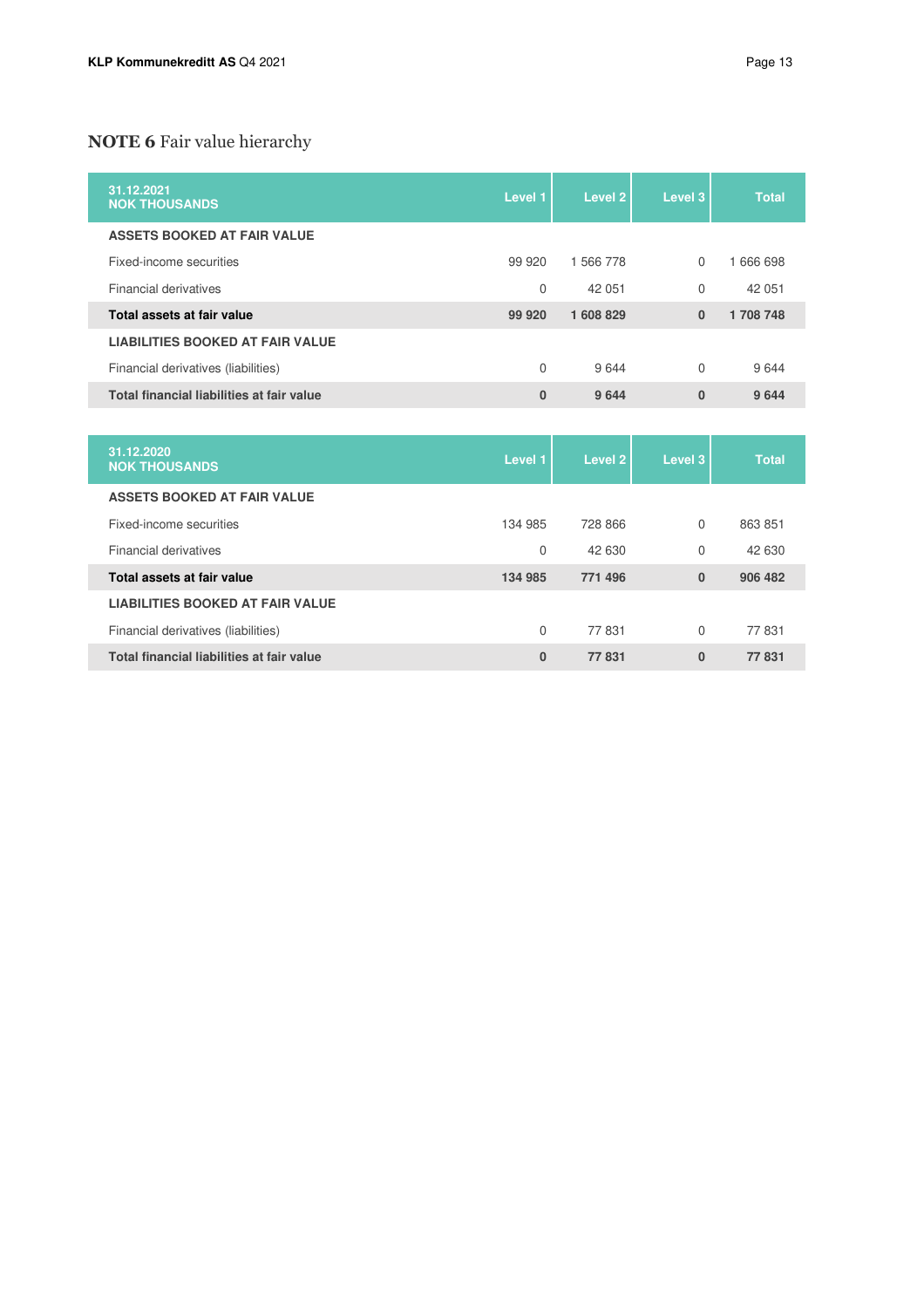## **NOTE 6** Fair value hierarchy

| 31.12.2021<br>NOK THOUSANDS | Level 1 | Level 2 | Level 3 | Total |
|---|---|---|---|---|
| **ASSETS BOOKED AT FAIR VALUE** | | | | |
| Fixed-income securities | 99 920 | 1 566 778 | 0 | 1 666 698 |
| Financial derivatives | 0 | 42 051 | 0 | 42 051 |
| **Total assets at fair value** | **99 920** | **1 608 829** | **0** | **1 708 748** |
| **LIABILITIES BOOKED AT FAIR VALUE** | | | | |
| Financial derivatives (liabilities) | 0 | 9 644 | 0 | 9 644 |
| **Total financial liabilities at fair value** | **0** | **9 644** | **0** | **9 644** |

| 31.12.2020<br>NOK THOUSANDS | Level 1 | Level 2 | Level 3 | Total |
|---|---|---|---|---|
| **ASSETS BOOKED AT FAIR VALUE** | | | | |
| Fixed-income securities | 134 985 | 728 866 | 0 | 863 851 |
| Financial derivatives | 0 | 42 630 | 0 | 42 630 |
| **Total assets at fair value** | **134 985** | **771 496** | **0** | **906 482** |
| **LIABILITIES BOOKED AT FAIR VALUE** | | | | |
| Financial derivatives (liabilities) | 0 | 77 831 | 0 | 77 831 |
| **Total financial liabilities at fair value** | **0** | **77 831** | **0** | **77 831** |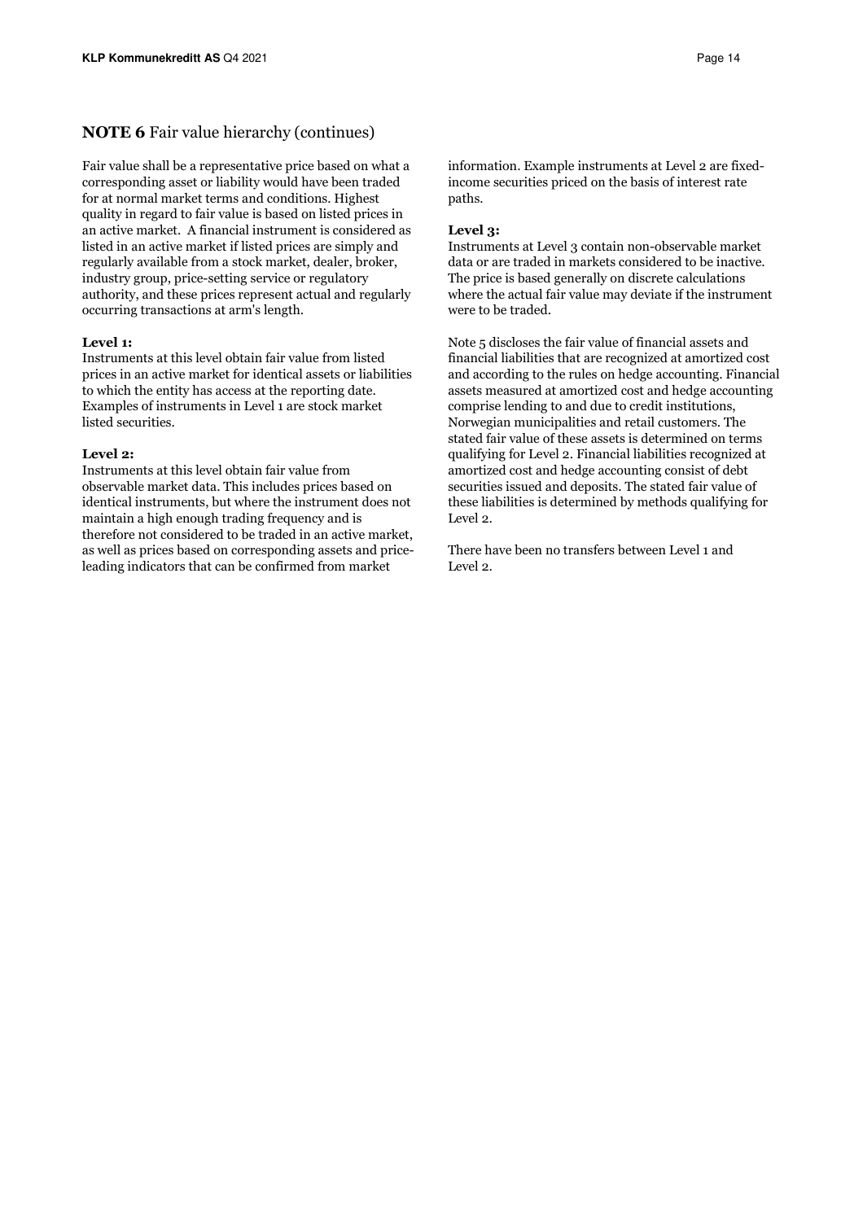## NOTE 6 Fair value hierarchy (continues)

Fair value shall be a representative price based on what a corresponding asset or liability would have been traded for at normal market terms and conditions. Highest quality in regard to fair value is based on listed prices in an active market. A financial instrument is considered as listed in an active market if listed prices are simply and regularly available from a stock market, dealer, broker, industry group, price-setting service or regulatory authority, and these prices represent actual and regularly occurring transactions at arm's length.

**Level 1:**
Instruments at this level obtain fair value from listed prices in an active market for identical assets or liabilities to which the entity has access at the reporting date. Examples of instruments in Level 1 are stock market listed securities.

**Level 2:**
Instruments at this level obtain fair value from observable market data. This includes prices based on identical instruments, but where the instrument does not maintain a high enough trading frequency and is therefore not considered to be traded in an active market, as well as prices based on corresponding assets and price-leading indicators that can be confirmed from market information. Example instruments at Level 2 are fixed-income securities priced on the basis of interest rate paths.

**Level 3:**
Instruments at Level 3 contain non-observable market data or are traded in markets considered to be inactive. The price is based generally on discrete calculations where the actual fair value may deviate if the instrument were to be traded.

Note 5 discloses the fair value of financial assets and financial liabilities that are recognized at amortized cost and according to the rules on hedge accounting. Financial assets measured at amortized cost and hedge accounting comprise lending to and due to credit institutions, Norwegian municipalities and retail customers. The stated fair value of these assets is determined on terms qualifying for Level 2. Financial liabilities recognized at amortized cost and hedge accounting consist of debt securities issued and deposits. The stated fair value of these liabilities is determined by methods qualifying for Level 2.

There have been no transfers between Level 1 and Level 2.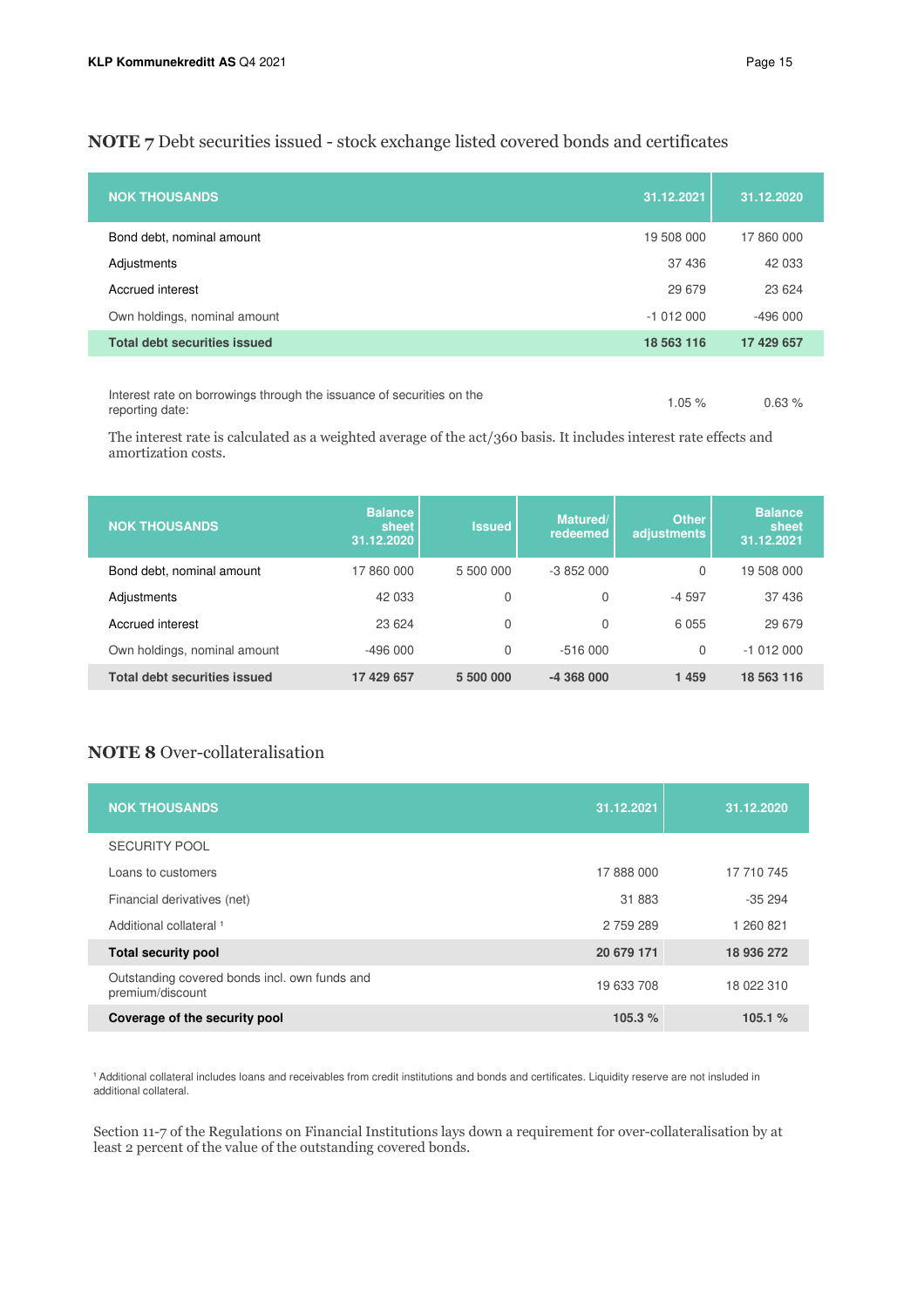## NOTE 7 Debt securities issued - stock exchange listed covered bonds and certificates

| NOK THOUSANDS | 31.12.2021 | 31.12.2020 |
|---|---|---|
| Bond debt, nominal amount | 19 508 000 | 17 860 000 |
| Adjustments | 37 436 | 42 033 |
| Accrued interest | 29 679 | 23 624 |
| Own holdings, nominal amount | -1 012 000 | -496 000 |
| **Total debt securities issued** | **18 563 116** | **17 429 657** |
| | | |
| Interest rate on borrowings through the issuance of securities on the reporting date: | 1.05 % | 0.63 % |

The interest rate is calculated as a weighted average of the act/360 basis. It includes interest rate effects and amortization costs.

| NOK THOUSANDS | Balance sheet 31.12.2020 | Issued | Matured/ redeemed | Other adjustments | Balance sheet 31.12.2021 |
|---|---|---|---|---|---|
| Bond debt, nominal amount | 17 860 000 | 5 500 000 | -3 852 000 | 0 | 19 508 000 |
| Adjustments | 42 033 | 0 | 0 | -4 597 | 37 436 |
| Accrued interest | 23 624 | 0 | 0 | 6 055 | 29 679 |
| Own holdings, nominal amount | -496 000 | 0 | -516 000 | 0 | -1 012 000 |
| **Total debt securities issued** | **17 429 657** | **5 500 000** | **-4 368 000** | **1 459** | **18 563 116** |

## NOTE 8 Over-collateralisation

| NOK THOUSANDS | 31.12.2021 | 31.12.2020 |
|---|---|---|
| SECURITY POOL | | |
| Loans to customers | 17 888 000 | 17 710 745 |
| Financial derivatives (net) | 31 883 | -35 294 |
| Additional collateral [1] | 2 759 289 | 1 260 821 |
| **Total security pool** | **20 679 171** | **18 936 272** |
| Outstanding covered bonds incl. own funds and premium/discount | 19 633 708 | 18 022 310 |
| **Coverage of the security pool** | **105.3 %** | **105.1 %** |

[1] Additional collateral includes loans and receivables from credit institutions and bonds and certificates. Liquidity reserve are not insluded in additional collateral.

Section 11-7 of the Regulations on Financial Institutions lays down a requirement for over-collateralisation by at least 2 percent of the value of the outstanding covered bonds.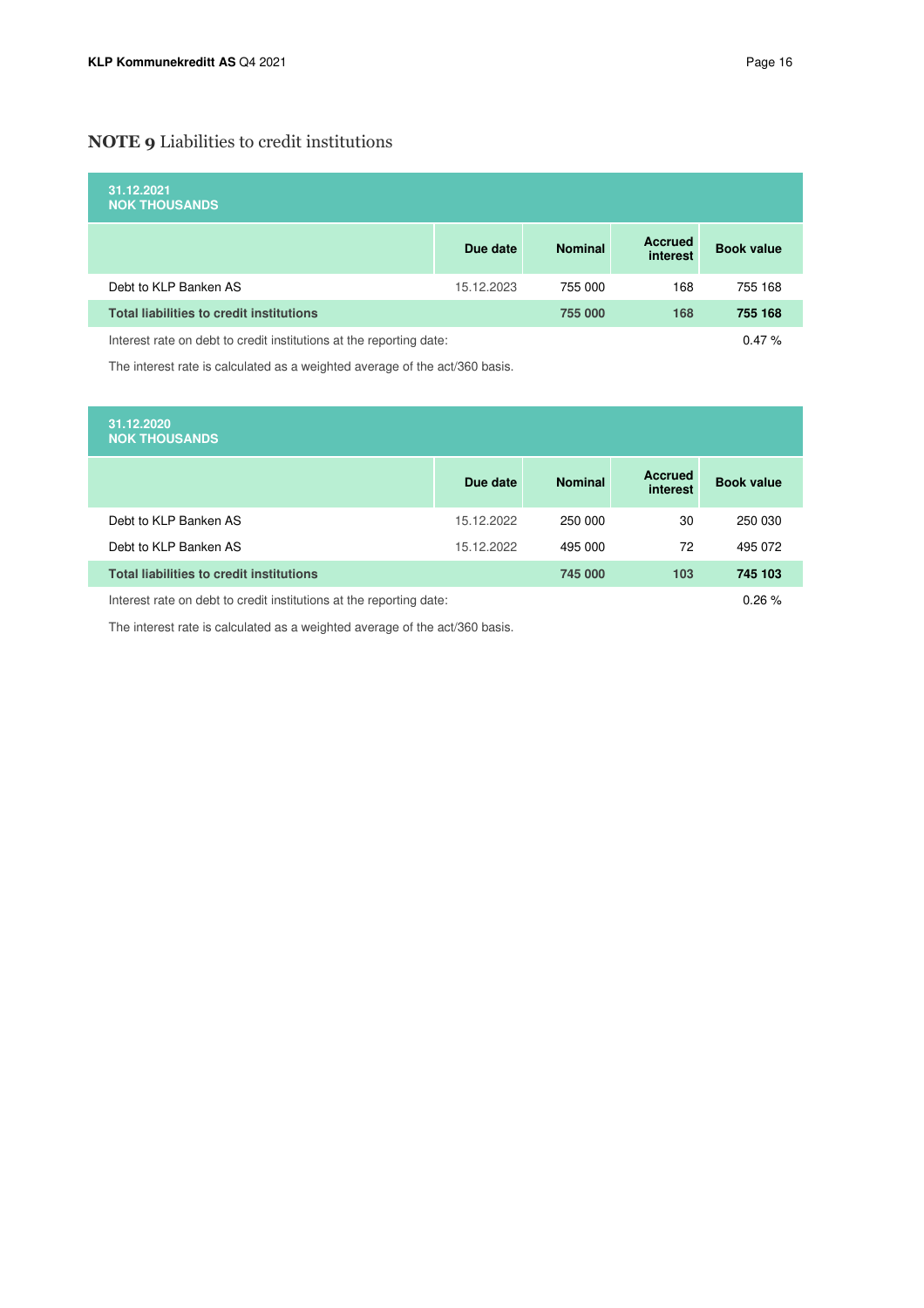## NOTE 9 Liabilities to credit institutions

| 31.12.2021<br>NOK THOUSANDS | | | | |
|---|---|---|---|---|
| | Due date | Nominal | Accrued interest | Book value |
| Debt to KLP Banken AS | 15.12.2023 | 755 000 | 168 | 755 168 |
| **Total liabilities to credit institutions** | | **755 000** | **168** | **755 168** |
| Interest rate on debt to credit institutions at the reporting date: | | | | 0.47 % |

The interest rate is calculated as a weighted average of the act/360 basis.

| 31.12.2020<br>NOK THOUSANDS | | | | |
|---|---|---|---|---|
| | Due date | Nominal | Accrued interest | Book value |
| Debt to KLP Banken AS | 15.12.2022 | 250 000 | 30 | 250 030 |
| Debt to KLP Banken AS | 15.12.2022 | 495 000 | 72 | 495 072 |
| **Total liabilities to credit institutions** | | **745 000** | **103** | **745 103** |
| Interest rate on debt to credit institutions at the reporting date: | | | | 0.26 % |

The interest rate is calculated as a weighted average of the act/360 basis.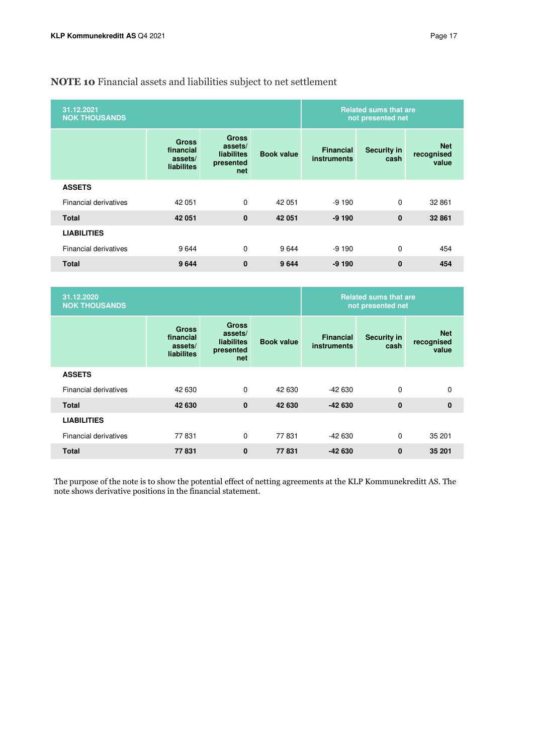## NOTE 10 Financial assets and liabilities subject to net settlement

| 31.12.2021 NOK THOUSANDS | | | | Related sums that are not presented net | | |
|---|---|---|---|---|---|---|
| | Gross financial assets/ liabilites | Gross assets/ liabilites presented net | Book value | Financial instruments | Security in cash | Net recognised value |
| **ASSETS** | | | | | | |
| Financial derivatives | 42 051 | 0 | 42 051 | -9 190 | 0 | 32 861 |
| **Total** | **42 051** | **0** | **42 051** | **-9 190** | **0** | **32 861** |
| **LIABILITIES** | | | | | | |
| Financial derivatives | 9 644 | 0 | 9 644 | -9 190 | 0 | 454 |
| **Total** | **9 644** | **0** | **9 644** | **-9 190** | **0** | **454** |

| 31.12.2020 NOK THOUSANDS | | | | Related sums that are not presented net | | |
|---|---|---|---|---|---|---|
| | Gross financial assets/ liabilites | Gross assets/ liabilites presented net | Book value | Financial instruments | Security in cash | Net recognised value |
| **ASSETS** | | | | | | |
| Financial derivatives | 42 630 | 0 | 42 630 | -42 630 | 0 | 0 |
| **Total** | **42 630** | **0** | **42 630** | **-42 630** | **0** | **0** |
| **LIABILITIES** | | | | | | |
| Financial derivatives | 77 831 | 0 | 77 831 | -42 630 | 0 | 35 201 |
| **Total** | **77 831** | **0** | **77 831** | **-42 630** | **0** | **35 201** |

The purpose of the note is to show the potential effect of netting agreements at the KLP Kommunekreditt AS. The note shows derivative positions in the financial statement.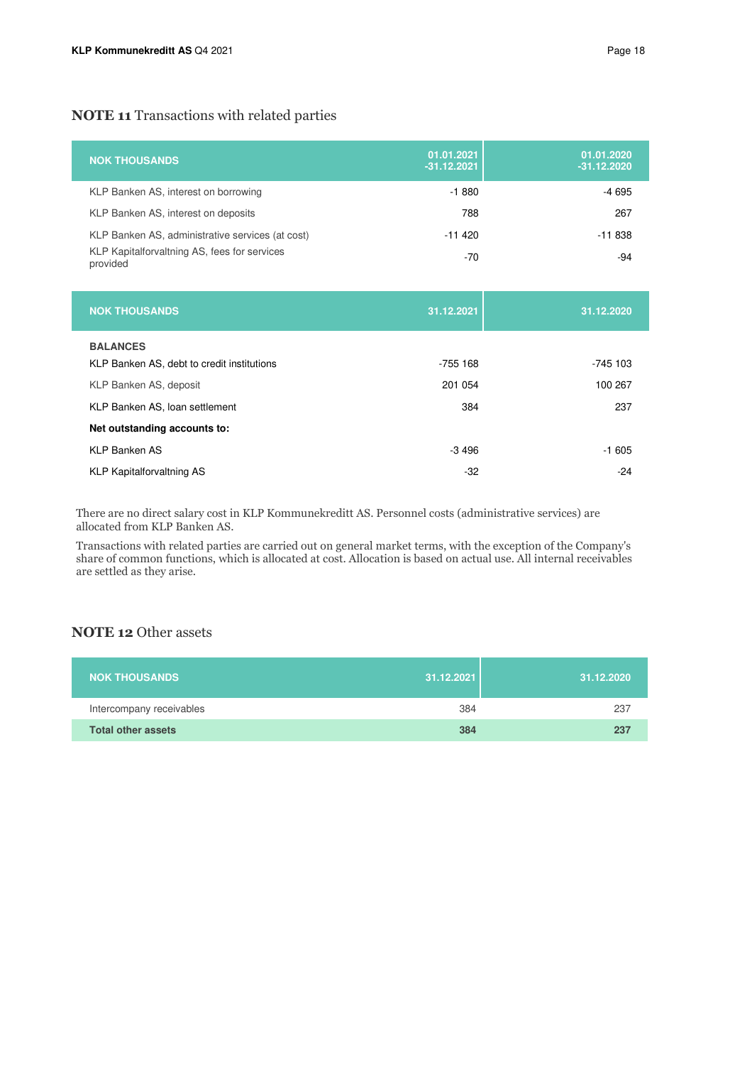## NOTE 11 Transactions with related parties

| NOK THOUSANDS | 01.01.2021 -31.12.2021 | 01.01.2020 -31.12.2020 |
|---|---|---|
| KLP Banken AS, interest on borrowing | -1 880 | -4 695 |
| KLP Banken AS, interest on deposits | 788 | 267 |
| KLP Banken AS, administrative services (at cost) | -11 420 | -11 838 |
| KLP Kapitalforvaltning AS, fees for services provided | -70 | -94 |

| NOK THOUSANDS | 31.12.2021 | 31.12.2020 |
|---|---|---|
| **BALANCES** | | |
| KLP Banken AS, debt to credit institutions | -755 168 | -745 103 |
| KLP Banken AS, deposit | 201 054 | 100 267 |
| KLP Banken AS, loan settlement | 384 | 237 |
| **Net outstanding accounts to:** | | |
| KLP Banken AS | -3 496 | -1 605 |
| KLP Kapitalforvaltning AS | -32 | -24 |

There are no direct salary cost in KLP Kommunekreditt AS. Personnel costs (administrative services) are allocated from KLP Banken AS.

Transactions with related parties are carried out on general market terms, with the exception of the Company's share of common functions, which is allocated at cost. Allocation is based on actual use. All internal receivables are settled as they arise.

## NOTE 12 Other assets

| NOK THOUSANDS | 31.12.2021 | 31.12.2020 |
|---|---|---|
| Intercompany receivables | 384 | 237 |
| **Total other assets** | **384** | **237** |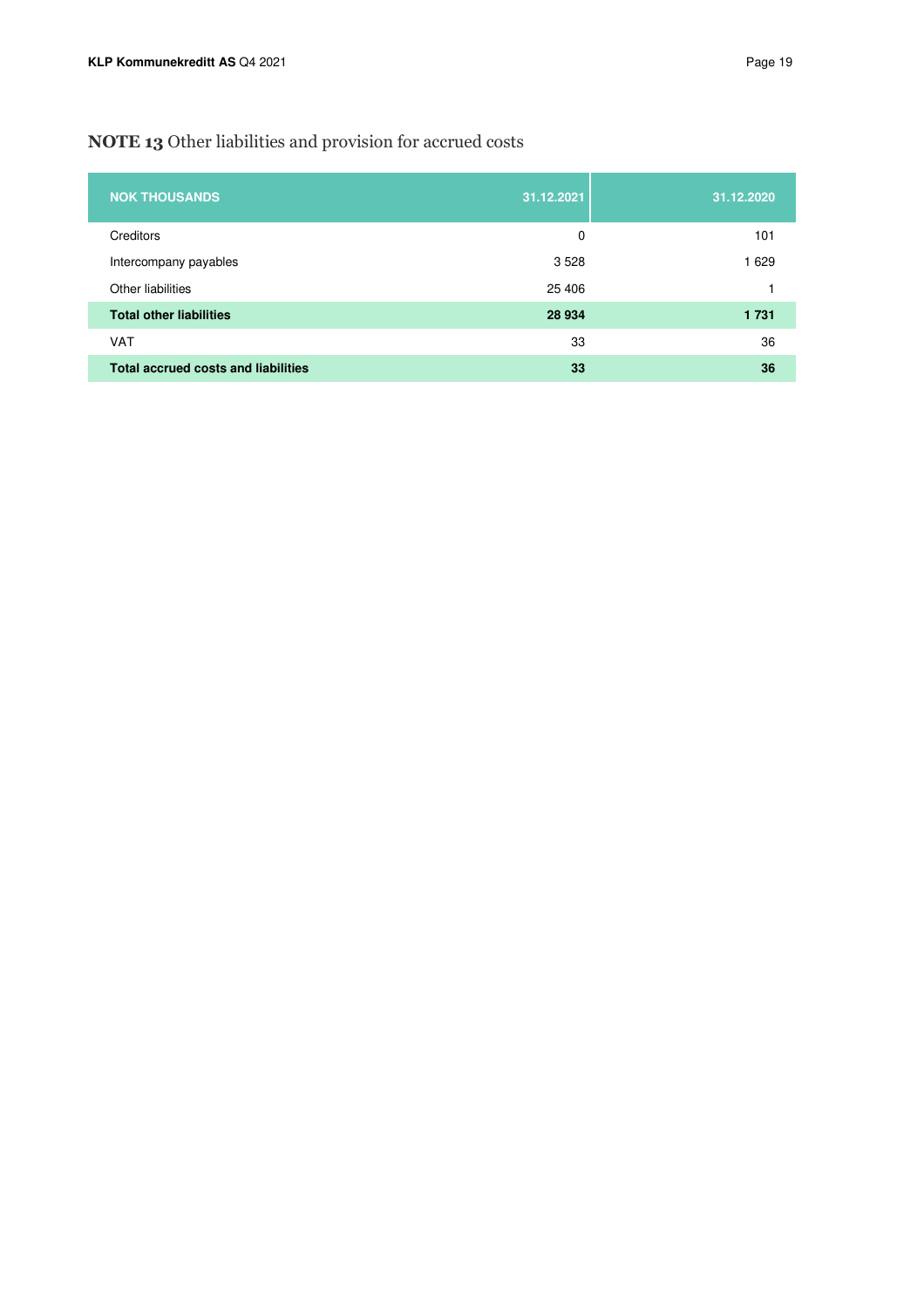## **NOTE 13** Other liabilities and provision for accrued costs

| NOK THOUSANDS | 31.12.2021 | 31.12.2020 |
|---|---|---|
| Creditors | 0 | 101 |
| Intercompany payables | 3 528 | 1 629 |
| Other liabilities | 25 406 | 1 |
| **Total other liabilities** | **28 934** | **1 731** |
| VAT | 33 | 36 |
| **Total accrued costs and liabilities** | **33** | **36** |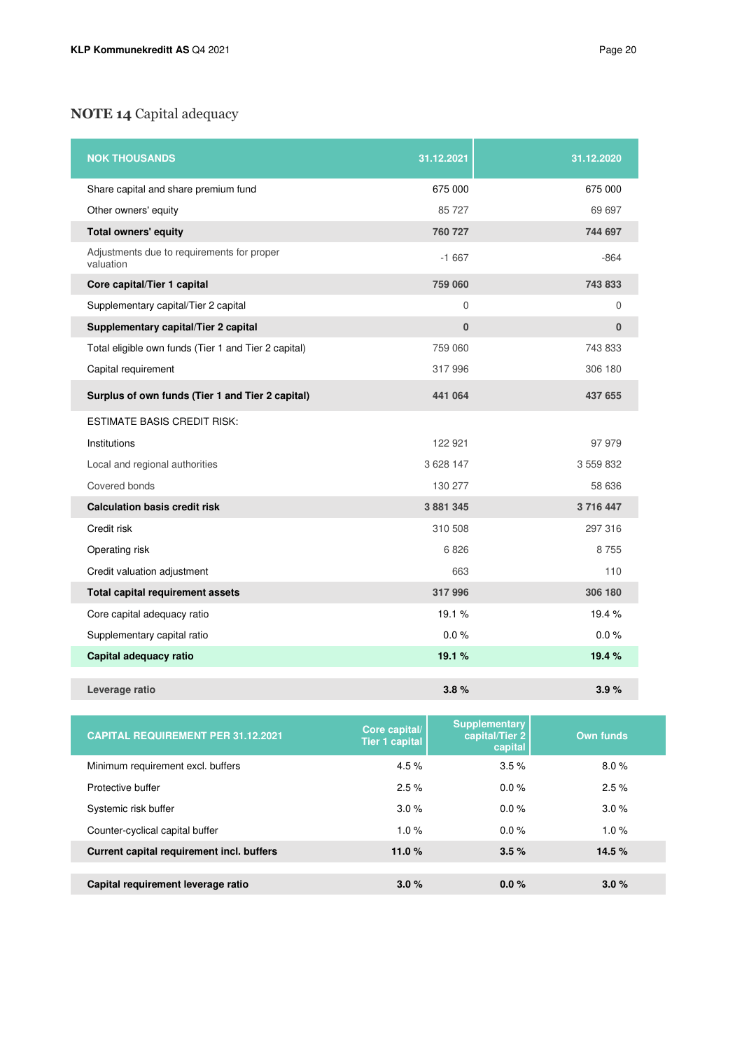## NOTE 14 Capital adequacy

| NOK THOUSANDS | 31.12.2021 | 31.12.2020 |
|---|---|---|
| Share capital and share premium fund | 675 000 | 675 000 |
| Other owners' equity | 85 727 | 69 697 |
| **Total owners' equity** | **760 727** | **744 697** |
| Adjustments due to requirements for proper valuation | -1 667 | -864 |
| **Core capital/Tier 1 capital** | **759 060** | **743 833** |
| Supplementary capital/Tier 2 capital | 0 | 0 |
| **Supplementary capital/Tier 2 capital** | **0** | **0** |
| Total eligible own funds (Tier 1 and Tier 2 capital) | 759 060 | 743 833 |
| Capital requirement | 317 996 | 306 180 |
| **Surplus of own funds (Tier 1 and Tier 2 capital)** | **441 064** | **437 655** |
| ESTIMATE BASIS CREDIT RISK: | | |
| Institutions | 122 921 | 97 979 |
| Local and regional authorities | 3 628 147 | 3 559 832 |
| Covered bonds | 130 277 | 58 636 |
| **Calculation basis credit risk** | **3 881 345** | **3 716 447** |
| Credit risk | 310 508 | 297 316 |
| Operating risk | 6 826 | 8 755 |
| Credit valuation adjustment | 663 | 110 |
| **Total capital requirement assets** | **317 996** | **306 180** |
| Core capital adequacy ratio | 19.1 % | 19.4 % |
| Supplementary capital ratio | 0.0 % | 0.0 % |
| **Capital adequacy ratio** | **19.1 %** | **19.4 %** |
| **Leverage ratio** | **3.8 %** | **3.9 %** |

| CAPITAL REQUIREMENT PER 31.12.2021 | Core capital/ Tier 1 capital | Supplementary capital/Tier 2 capital | Own funds |
|---|---|---|---|
| Minimum requirement excl. buffers | 4.5 % | 3.5 % | 8.0 % |
| Protective buffer | 2.5 % | 0.0 % | 2.5 % |
| Systemic risk buffer | 3.0 % | 0.0 % | 3.0 % |
| Counter-cyclical capital buffer | 1.0 % | 0.0 % | 1.0 % |
| **Current capital requirement incl. buffers** | **11.0 %** | **3.5 %** | **14.5 %** |
| **Capital requirement leverage ratio** | **3.0 %** | **0.0 %** | **3.0 %** |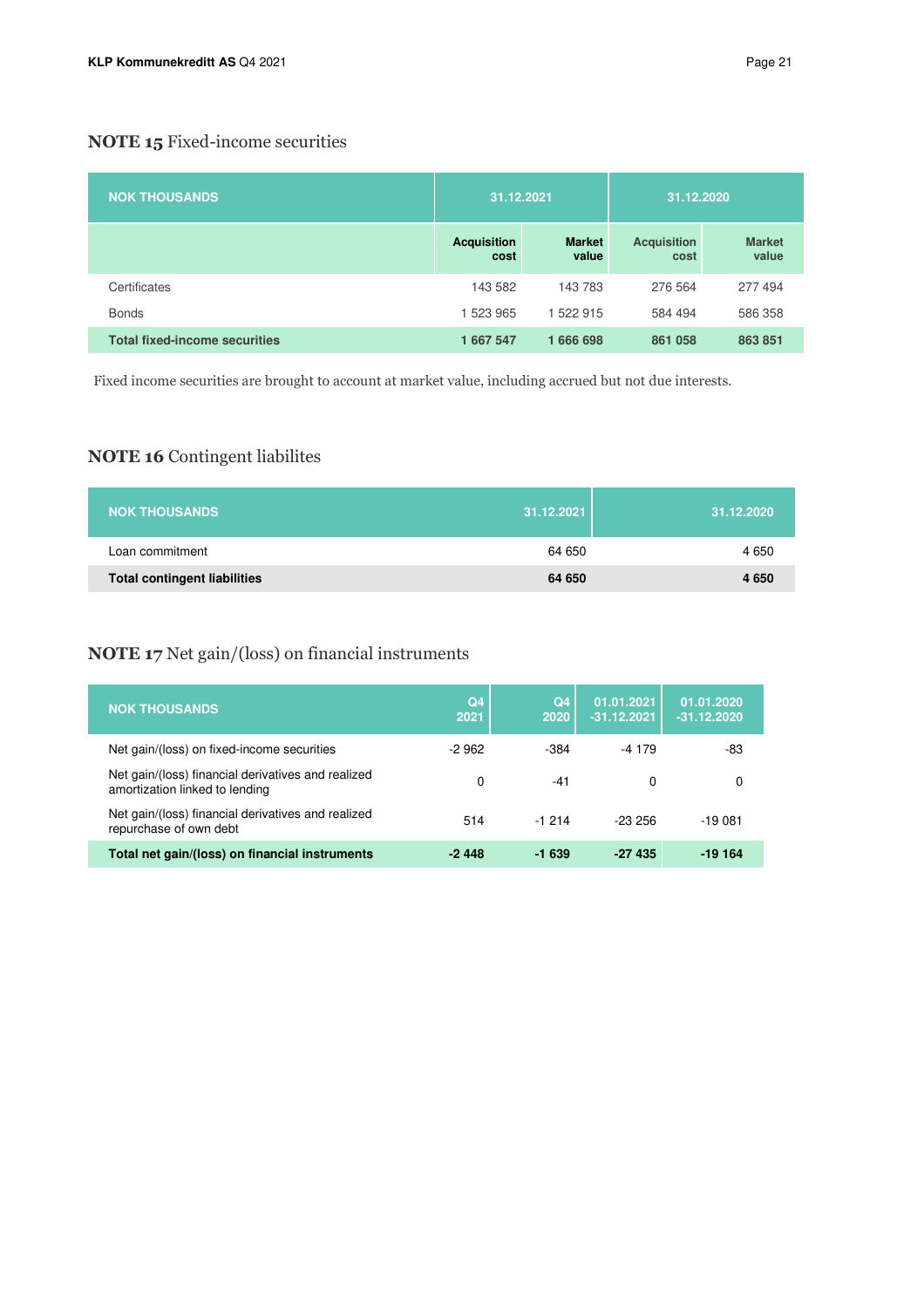## NOTE 15 Fixed-income securities

| NOK THOUSANDS | 31.12.2021 | | 31.12.2020 | |
|---|---|---|---|---|
| | Acquisition cost | Market value | Acquisition cost | Market value |
| Certificates | 143 582 | 143 783 | 276 564 | 277 494 |
| Bonds | 1 523 965 | 1 522 915 | 584 494 | 586 358 |
| **Total fixed-income securities** | **1 667 547** | **1 666 698** | **861 058** | **863 851** |

Fixed income securities are brought to account at market value, including accrued but not due interests.

## NOTE 16 Contingent liabilites

| NOK THOUSANDS | 31.12.2021 | 31.12.2020 |
|---|---|---|
| Loan commitment | 64 650 | 4 650 |
| **Total contingent liabilities** | **64 650** | **4 650** |

## NOTE 17 Net gain/(loss) on financial instruments

| NOK THOUSANDS | Q4 2021 | Q4 2020 | 01.01.2021 -31.12.2021 | 01.01.2020 -31.12.2020 |
|---|---|---|---|---|
| Net gain/(loss) on fixed-income securities | -2 962 | -384 | -4 179 | -83 |
| Net gain/(loss) financial derivatives and realized amortization linked to lending | 0 | -41 | 0 | 0 |
| Net gain/(loss) financial derivatives and realized repurchase of own debt | 514 | -1 214 | -23 256 | -19 081 |
| **Total net gain/(loss) on financial instruments** | **-2 448** | **-1 639** | **-27 435** | **-19 164** |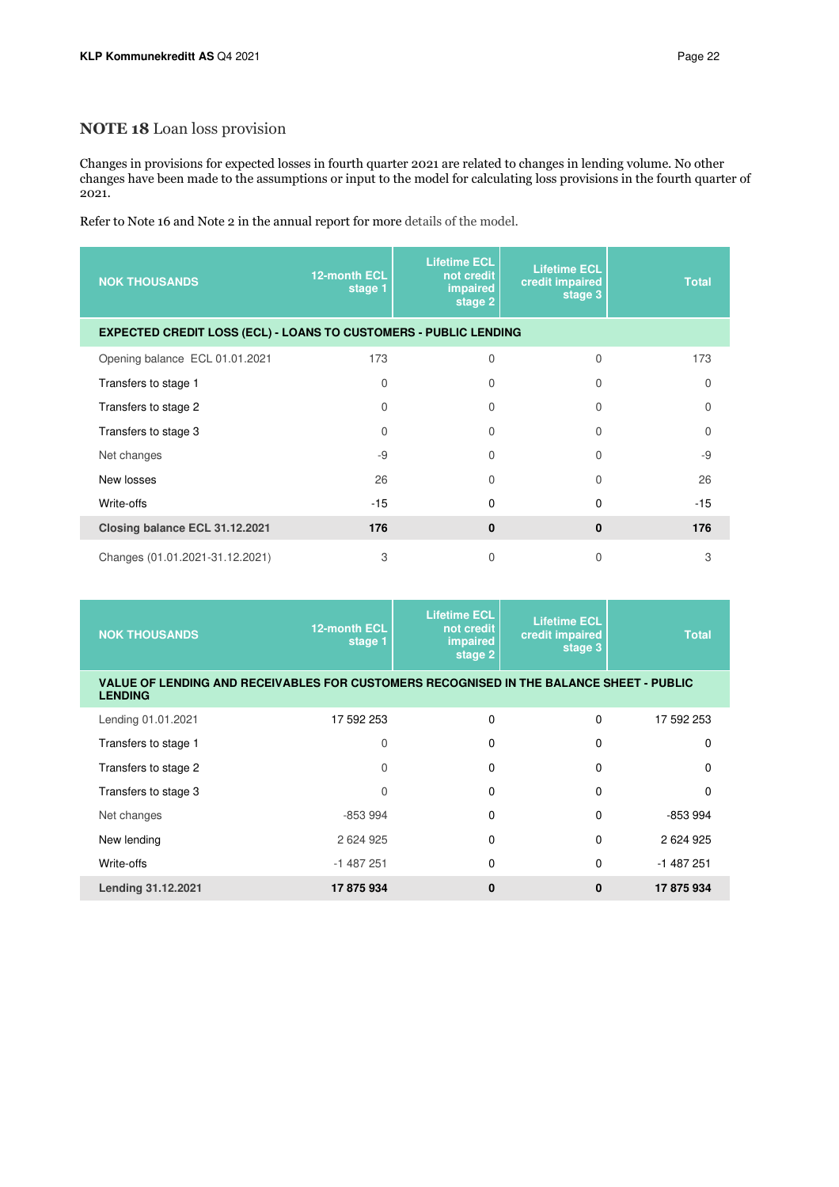## NOTE 18 Loan loss provision

Changes in provisions for expected losses in fourth quarter 2021 are related to changes in lending volume. No other changes have been made to the assumptions or input to the model for calculating loss provisions in the fourth quarter of 2021.

Refer to Note 16 and Note 2 in the annual report for more details of the model.

| NOK THOUSANDS | 12-month ECL stage 1 | Lifetime ECL not credit impaired stage 2 | Lifetime ECL credit impaired stage 3 | Total |
|---|---|---|---|---|
| **EXPECTED CREDIT LOSS (ECL) - LOANS TO CUSTOMERS - PUBLIC LENDING** | | | | |
| Opening balance ECL 01.01.2021 | 173 | 0 | 0 | 173 |
| Transfers to stage 1 | 0 | 0 | 0 | 0 |
| Transfers to stage 2 | 0 | 0 | 0 | 0 |
| Transfers to stage 3 | 0 | 0 | 0 | 0 |
| Net changes | -9 | 0 | 0 | -9 |
| New losses | 26 | 0 | 0 | 26 |
| Write-offs | -15 | 0 | 0 | -15 |
| **Closing balance ECL 31.12.2021** | **176** | **0** | **0** | **176** |
| Changes (01.01.2021-31.12.2021) | 3 | 0 | 0 | 3 |

| NOK THOUSANDS | 12-month ECL stage 1 | Lifetime ECL not credit impaired stage 2 | Lifetime ECL credit impaired stage 3 | Total |
|---|---|---|---|---|
| **VALUE OF LENDING AND RECEIVABLES FOR CUSTOMERS RECOGNISED IN THE BALANCE SHEET - PUBLIC LENDING** | | | | |
| Lending 01.01.2021 | 17 592 253 | 0 | 0 | 17 592 253 |
| Transfers to stage 1 | 0 | 0 | 0 | 0 |
| Transfers to stage 2 | 0 | 0 | 0 | 0 |
| Transfers to stage 3 | 0 | 0 | 0 | 0 |
| Net changes | -853 994 | 0 | 0 | -853 994 |
| New lending | 2 624 925 | 0 | 0 | 2 624 925 |
| Write-offs | -1 487 251 | 0 | 0 | -1 487 251 |
| **Lending 31.12.2021** | **17 875 934** | **0** | **0** | **17 875 934** |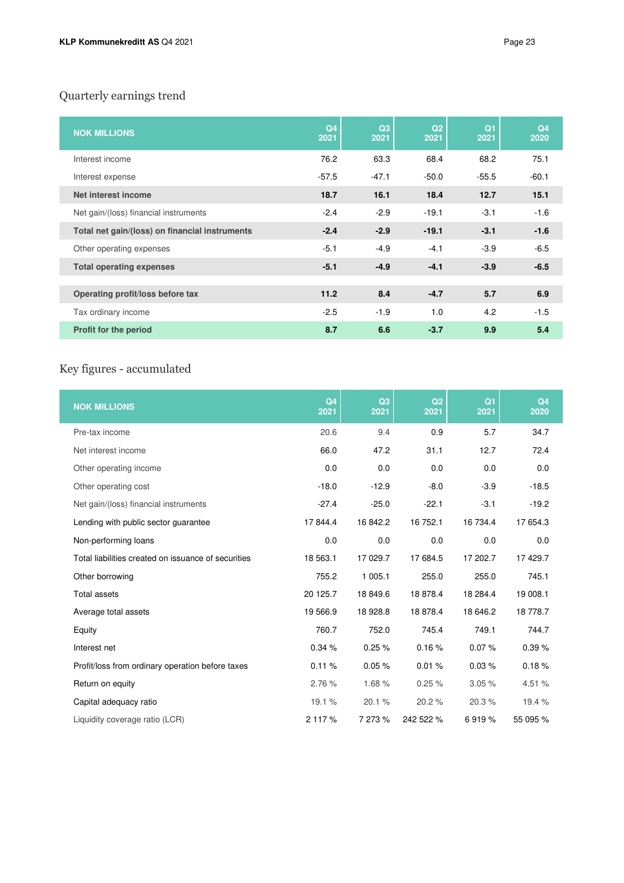## Quarterly earnings trend

| NOK MILLIONS | Q4 2021 | Q3 2021 | Q2 2021 | Q1 2021 | Q4 2020 |
|---|---|---|---|---|---|
| Interest income | 76.2 | 63.3 | 68.4 | 68.2 | 75.1 |
| Interest expense | -57.5 | -47.1 | -50.0 | -55.5 | -60.1 |
| **Net interest income** | **18.7** | **16.1** | **18.4** | **12.7** | **15.1** |
| Net gain/(loss) financial instruments | -2.4 | -2.9 | -19.1 | -3.1 | -1.6 |
| **Total net gain/(loss) on financial instruments** | **-2.4** | **-2.9** | **-19.1** | **-3.1** | **-1.6** |
| Other operating expenses | -5.1 | -4.9 | -4.1 | -3.9 | -6.5 |
| **Total operating expenses** | **-5.1** | **-4.9** | **-4.1** | **-3.9** | **-6.5** |
| **Operating profit/loss before tax** | **11.2** | **8.4** | **-4.7** | **5.7** | **6.9** |
| Tax ordinary income | -2.5 | -1.9 | 1.0 | 4.2 | -1.5 |
| **Profit for the period** | **8.7** | **6.6** | **-3.7** | **9.9** | **5.4** |

## Key figures - accumulated

| NOK MILLIONS | Q4 2021 | Q3 2021 | Q2 2021 | Q1 2021 | Q4 2020 |
|---|---|---|---|---|---|
| Pre-tax income | 20.6 | 9.4 | 0.9 | 5.7 | 34.7 |
| Net interest income | 66.0 | 47.2 | 31.1 | 12.7 | 72.4 |
| Other operating income | 0.0 | 0.0 | 0.0 | 0.0 | 0.0 |
| Other operating cost | -18.0 | -12.9 | -8.0 | -3.9 | -18.5 |
| Net gain/(loss) financial instruments | -27.4 | -25.0 | -22.1 | -3.1 | -19.2 |
| Lending with public sector guarantee | 17 844.4 | 16 842.2 | 16 752.1 | 16 734.4 | 17 654.3 |
| Non-performing loans | 0.0 | 0.0 | 0.0 | 0.0 | 0.0 |
| Total liabilities created on issuance of securities | 18 563.1 | 17 029.7 | 17 684.5 | 17 202.7 | 17 429.7 |
| Other borrowing | 755.2 | 1 005.1 | 255.0 | 255.0 | 745.1 |
| Total assets | 20 125.7 | 18 849.6 | 18 878.4 | 18 284.4 | 19 008.1 |
| Average total assets | 19 566.9 | 18 928.8 | 18 878.4 | 18 646.2 | 18 778.7 |
| Equity | 760.7 | 752.0 | 745.4 | 749.1 | 744.7 |
| Interest net | 0.34 % | 0.25 % | 0.16 % | 0.07 % | 0.39 % |
| Profit/loss from ordinary operation before taxes | 0.11 % | 0.05 % | 0.01 % | 0.03 % | 0.18 % |
| Return on equity | 2.76 % | 1.68 % | 0.25 % | 3.05 % | 4.51 % |
| Capital adequacy ratio | 19.1 % | 20.1 % | 20.2 % | 20.3 % | 19.4 % |
| Liquidity coverage ratio (LCR) | 2 117 % | 7 273 % | 242 522 % | 6 919 % | 55 095 % |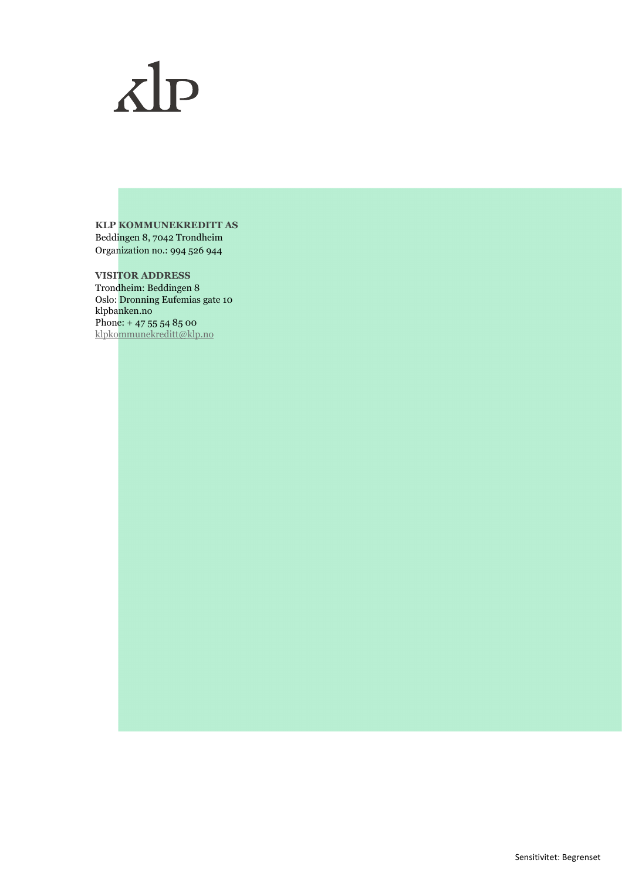**KLP KOMMUNEKREDITT AS**
Beddingen 8, 7042 Trondheim
Organization no.: 994 526 944

**VISITOR ADDRESS**
Trondheim: Beddingen 8
Oslo: Dronning Eufemias gate 10
klpbanken.no
Phone: + 47 55 54 85 00
klpkommunekreditt@klp.no

Sensitivitet: Begrenset